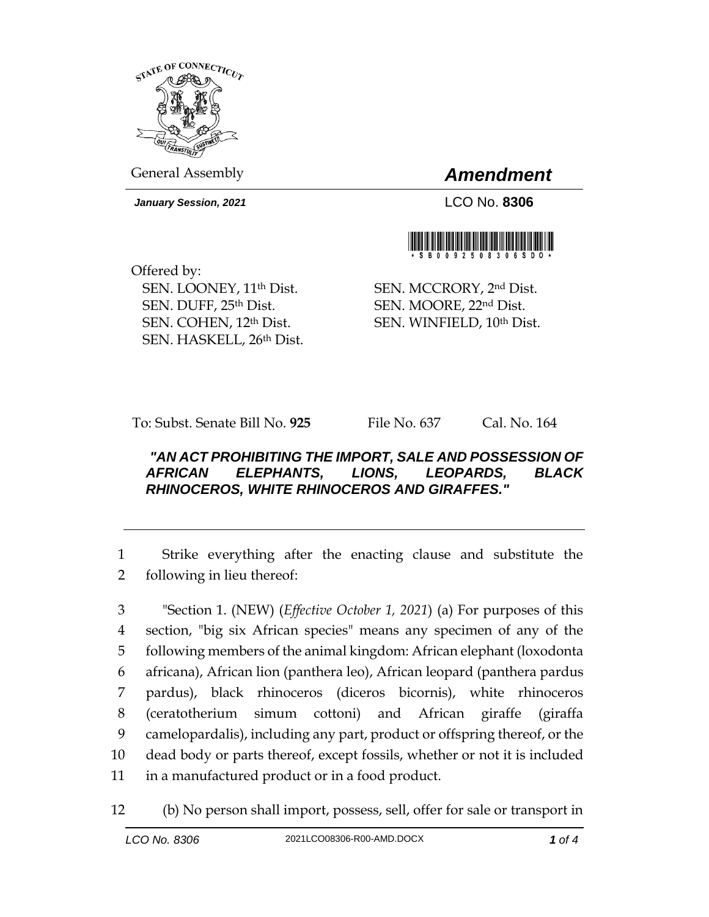STATE OF CONNECTICUT

General Assembly

# *Amendment*

***January Session, 2021***

LCO No. **8306**

\* S B 0 0 9 2 5 0 8 3 0 6 S D O \*

Offered by:
SEN. LOONEY, 11th Dist.
SEN. DUFF, 25th Dist.
SEN. COHEN, 12th Dist.
SEN. HASKELL, 26th Dist.
SEN. MCCRORY, 2nd Dist.
SEN. MOORE, 22nd Dist.
SEN. WINFIELD, 10th Dist.

To: Subst. Senate Bill No. **925** File No. 637 Cal. No. 164

***"AN ACT PROHIBITING THE IMPORT, SALE AND POSSESSION OF AFRICAN ELEPHANTS, LIONS, LEOPARDS, BLACK RHINOCEROS, WHITE RHINOCEROS AND GIRAFFES."***

---

1 Strike everything after the enacting clause and substitute the
2 following in lieu thereof:

3 "Section 1. (NEW) (*Effective October 1, 2021*) (a) For purposes of this
4 section, "big six African species" means any specimen of any of the
5 following members of the animal kingdom: African elephant (loxodonta
6 africana), African lion (panthera leo), African leopard (panthera pardus
7 pardus), black rhinoceros (diceros bicornis), white rhinoceros
8 (ceratotherium simum cottoni) and African giraffe (giraffa
9 camelopardalis), including any part, product or offspring thereof, or the
10 dead body or parts thereof, except fossils, whether or not it is included
11 in a manufactured product or in a food product.

12 (b) No person shall import, possess, sell, offer for sale or transport in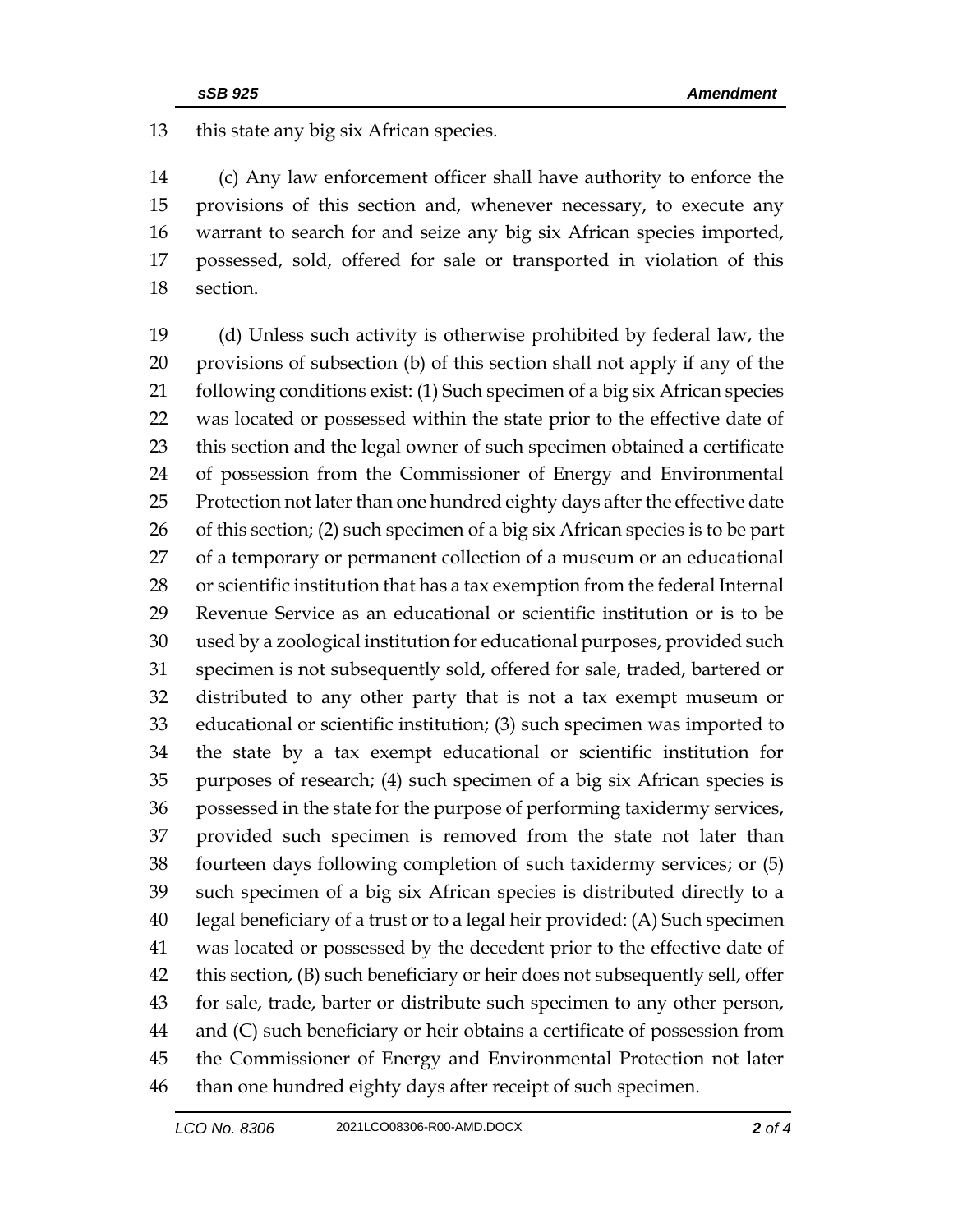this state any big six African species.

(c) Any law enforcement officer shall have authority to enforce the provisions of this section and, whenever necessary, to execute any warrant to search for and seize any big six African species imported, possessed, sold, offered for sale or transported in violation of this section.

(d) Unless such activity is otherwise prohibited by federal law, the provisions of subsection (b) of this section shall not apply if any of the following conditions exist: (1) Such specimen of a big six African species was located or possessed within the state prior to the effective date of this section and the legal owner of such specimen obtained a certificate of possession from the Commissioner of Energy and Environmental Protection not later than one hundred eighty days after the effective date of this section; (2) such specimen of a big six African species is to be part of a temporary or permanent collection of a museum or an educational or scientific institution that has a tax exemption from the federal Internal Revenue Service as an educational or scientific institution or is to be used by a zoological institution for educational purposes, provided such specimen is not subsequently sold, offered for sale, traded, bartered or distributed to any other party that is not a tax exempt museum or educational or scientific institution; (3) such specimen was imported to the state by a tax exempt educational or scientific institution for purposes of research; (4) such specimen of a big six African species is possessed in the state for the purpose of performing taxidermy services, provided such specimen is removed from the state not later than fourteen days following completion of such taxidermy services; or (5) such specimen of a big six African species is distributed directly to a legal beneficiary of a trust or to a legal heir provided: (A) Such specimen was located or possessed by the decedent prior to the effective date of this section, (B) such beneficiary or heir does not subsequently sell, offer for sale, trade, barter or distribute such specimen to any other person, and (C) such beneficiary or heir obtains a certificate of possession from the Commissioner of Energy and Environmental Protection not later than one hundred eighty days after receipt of such specimen.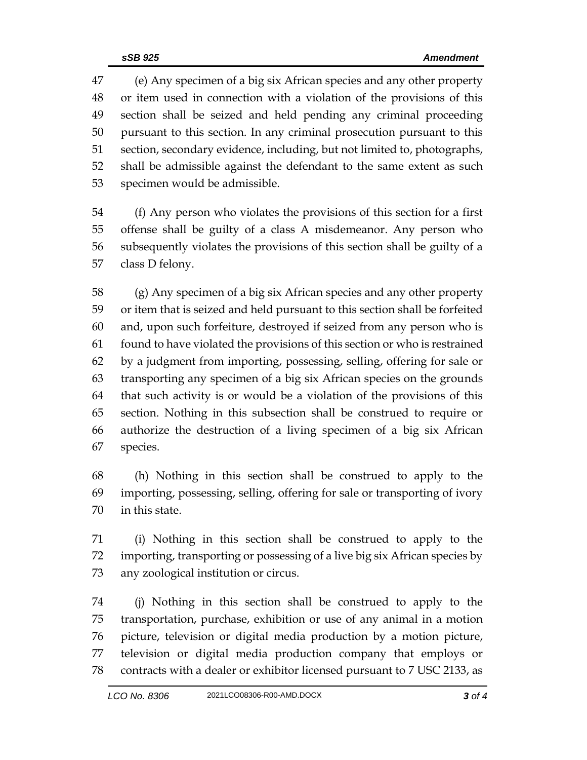(e) Any specimen of a big six African species and any other property or item used in connection with a violation of the provisions of this section shall be seized and held pending any criminal proceeding pursuant to this section. In any criminal prosecution pursuant to this section, secondary evidence, including, but not limited to, photographs, shall be admissible against the defendant to the same extent as such specimen would be admissible.

(f) Any person who violates the provisions of this section for a first offense shall be guilty of a class A misdemeanor. Any person who subsequently violates the provisions of this section shall be guilty of a class D felony.

(g) Any specimen of a big six African species and any other property or item that is seized and held pursuant to this section shall be forfeited and, upon such forfeiture, destroyed if seized from any person who is found to have violated the provisions of this section or who is restrained by a judgment from importing, possessing, selling, offering for sale or transporting any specimen of a big six African species on the grounds that such activity is or would be a violation of the provisions of this section. Nothing in this subsection shall be construed to require or authorize the destruction of a living specimen of a big six African species.

(h) Nothing in this section shall be construed to apply to the importing, possessing, selling, offering for sale or transporting of ivory in this state.

(i) Nothing in this section shall be construed to apply to the importing, transporting or possessing of a live big six African species by any zoological institution or circus.

(j) Nothing in this section shall be construed to apply to the transportation, purchase, exhibition or use of any animal in a motion picture, television or digital media production by a motion picture, television or digital media production company that employs or contracts with a dealer or exhibitor licensed pursuant to 7 USC 2133, as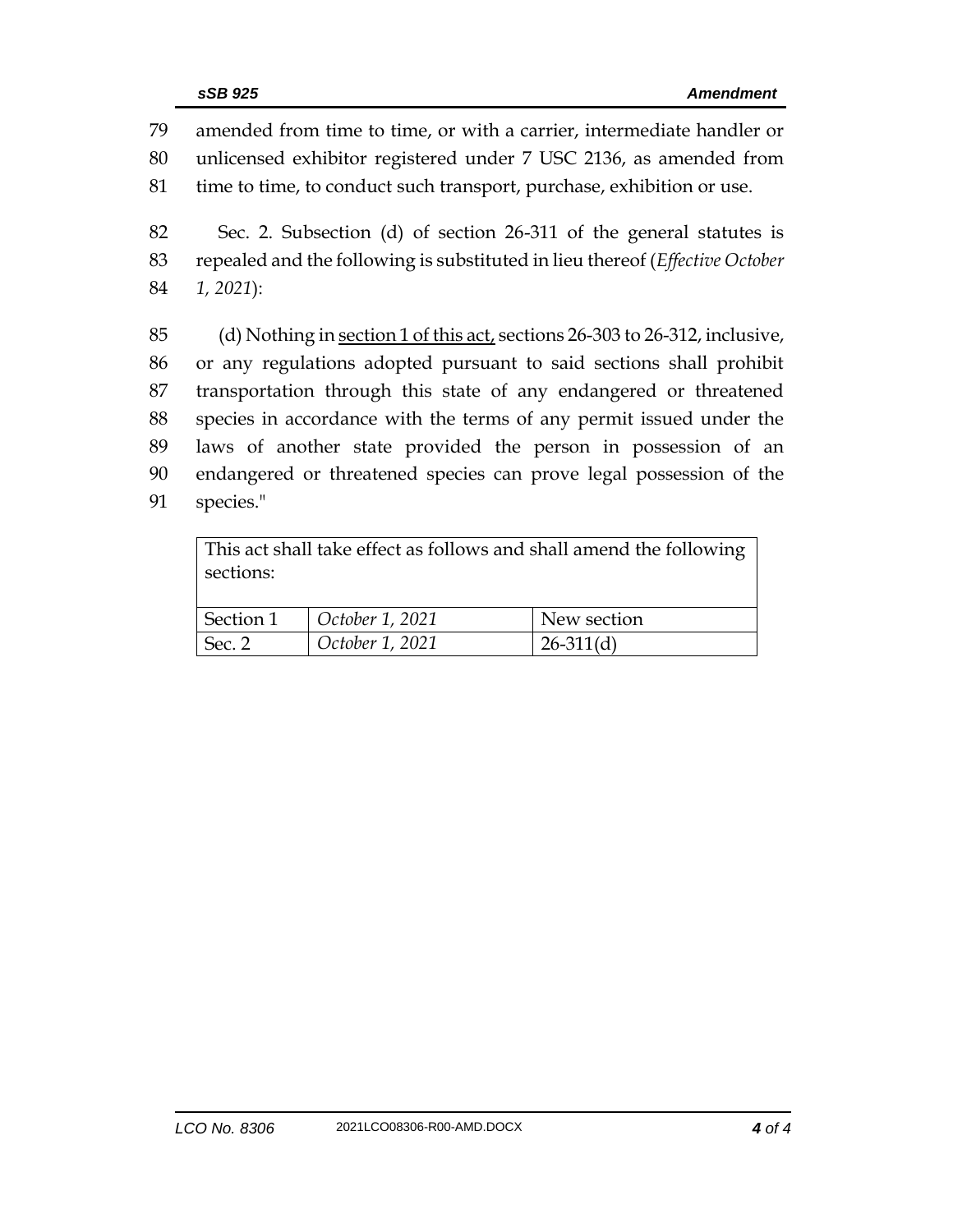amended from time to time, or with a carrier, intermediate handler or unlicensed exhibitor registered under 7 USC 2136, as amended from time to time, to conduct such transport, purchase, exhibition or use.

Sec. 2. Subsection (d) of section 26-311 of the general statutes is repealed and the following is substituted in lieu thereof (*Effective October 1, 2021*):

(d) Nothing in <u>section 1 of this act,</u> sections 26-303 to 26-312, inclusive, or any regulations adopted pursuant to said sections shall prohibit transportation through this state of any endangered or threatened species in accordance with the terms of any permit issued under the laws of another state provided the person in possession of an endangered or threatened species can prove legal possession of the species."

| This act shall take effect as follows and shall amend the following sections: | | |
|---|---|---|
| Section 1 | *October 1, 2021* | New section |
| Sec. 2 | *October 1, 2021* | 26-311(d) |